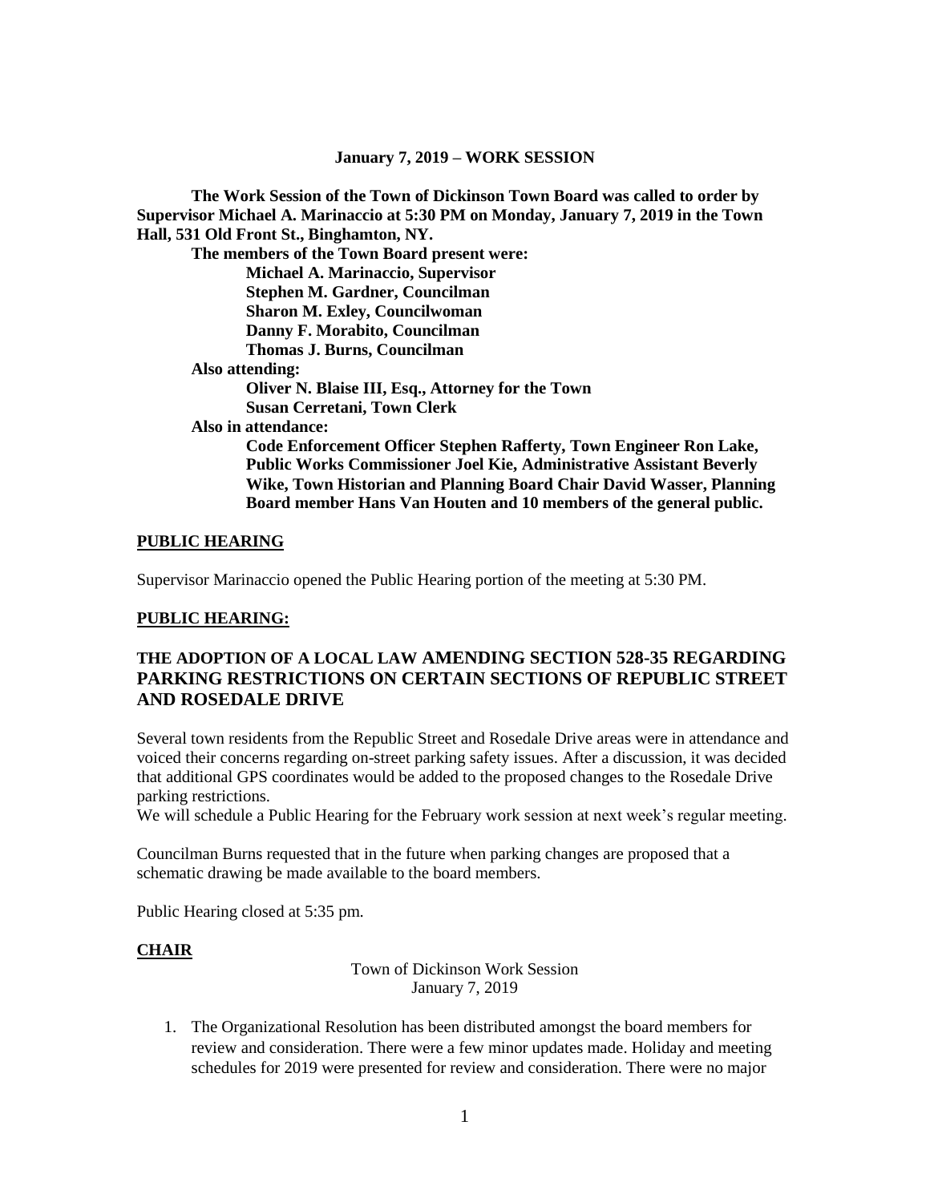**January 7, 2019 – WORK SESSION**

**The Work Session of the Town of Dickinson Town Board was called to order by Supervisor Michael A. Marinaccio at 5:30 PM on Monday, January 7, 2019 in the Town Hall, 531 Old Front St., Binghamton, NY.**

**The members of the Town Board present were:**

**Michael A. Marinaccio, Supervisor**
**Stephen M. Gardner, Councilman**
**Sharon M. Exley, Councilwoman**
**Danny F. Morabito, Councilman**
**Thomas J. Burns, Councilman**

**Also attending:**

**Oliver N. Blaise III, Esq., Attorney for the Town**
**Susan Cerretani, Town Clerk**

**Also in attendance:**

**Code Enforcement Officer Stephen Rafferty, Town Engineer Ron Lake, Public Works Commissioner Joel Kie, Administrative Assistant Beverly Wike, Town Historian and Planning Board Chair David Wasser, Planning Board member Hans Van Houten and 10 members of the general public.**

**PUBLIC HEARING**

Supervisor Marinaccio opened the Public Hearing portion of the meeting at 5:30 PM.

**PUBLIC HEARING:**

## THE ADOPTION OF A LOCAL LAW AMENDING SECTION 528-35 REGARDING PARKING RESTRICTIONS ON CERTAIN SECTIONS OF REPUBLIC STREET AND ROSEDALE DRIVE

Several town residents from the Republic Street and Rosedale Drive areas were in attendance and voiced their concerns regarding on-street parking safety issues. After a discussion, it was decided that additional GPS coordinates would be added to the proposed changes to the Rosedale Drive parking restrictions.
We will schedule a Public Hearing for the February work session at next week's regular meeting.

Councilman Burns requested that in the future when parking changes are proposed that a schematic drawing be made available to the board members.

Public Hearing closed at 5:35 pm.

**CHAIR**

Town of Dickinson Work Session
January 7, 2019

1. The Organizational Resolution has been distributed amongst the board members for review and consideration. There were a few minor updates made. Holiday and meeting schedules for 2019 were presented for review and consideration. There were no major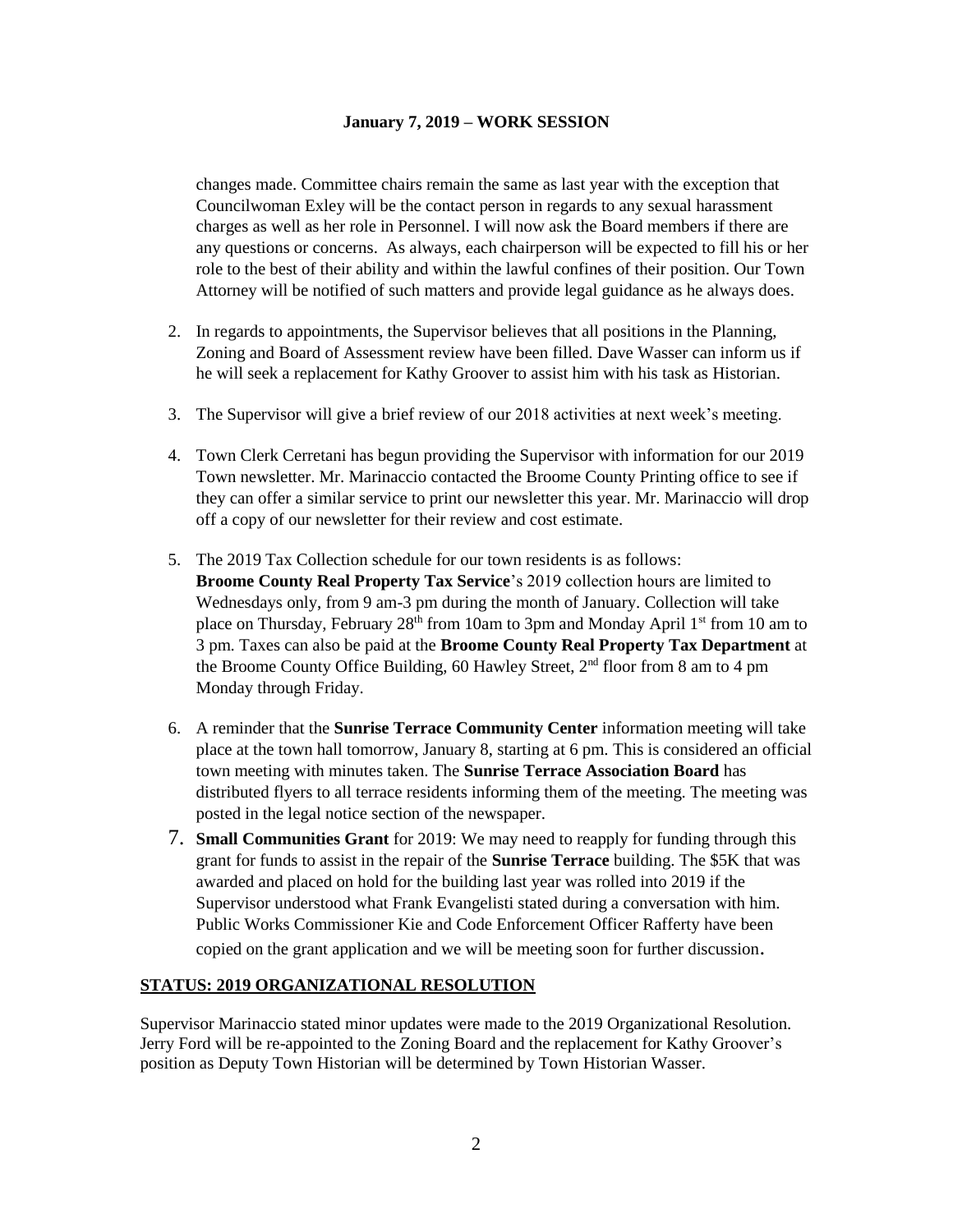changes made. Committee chairs remain the same as last year with the exception that Councilwoman Exley will be the contact person in regards to any sexual harassment charges as well as her role in Personnel. I will now ask the Board members if there are any questions or concerns. As always, each chairperson will be expected to fill his or her role to the best of their ability and within the lawful confines of their position. Our Town Attorney will be notified of such matters and provide legal guidance as he always does.

2. In regards to appointments, the Supervisor believes that all positions in the Planning, Zoning and Board of Assessment review have been filled. Dave Wasser can inform us if he will seek a replacement for Kathy Groover to assist him with his task as Historian.

3. The Supervisor will give a brief review of our 2018 activities at next week's meeting.

4. Town Clerk Cerretani has begun providing the Supervisor with information for our 2019 Town newsletter. Mr. Marinaccio contacted the Broome County Printing office to see if they can offer a similar service to print our newsletter this year. Mr. Marinaccio will drop off a copy of our newsletter for their review and cost estimate.

5. The 2019 Tax Collection schedule for our town residents is as follows: **Broome County Real Property Tax Service**'s 2019 collection hours are limited to Wednesdays only, from 9 am-3 pm during the month of January. Collection will take place on Thursday, February 28th from 10am to 3pm and Monday April 1st from 10 am to 3 pm. Taxes can also be paid at the **Broome County Real Property Tax Department** at the Broome County Office Building, 60 Hawley Street, 2nd floor from 8 am to 4 pm Monday through Friday.

6. A reminder that the **Sunrise Terrace Community Center** information meeting will take place at the town hall tomorrow, January 8, starting at 6 pm. This is considered an official town meeting with minutes taken. The **Sunrise Terrace Association Board** has distributed flyers to all terrace residents informing them of the meeting. The meeting was posted in the legal notice section of the newspaper.

7. **Small Communities Grant** for 2019: We may need to reapply for funding through this grant for funds to assist in the repair of the **Sunrise Terrace** building. The $5K that was awarded and placed on hold for the building last year was rolled into 2019 if the Supervisor understood what Frank Evangelisti stated during a conversation with him. Public Works Commissioner Kie and Code Enforcement Officer Rafferty have been copied on the grant application and we will be meeting soon for further discussion.

**STATUS: 2019 ORGANIZATIONAL RESOLUTION**

Supervisor Marinaccio stated minor updates were made to the 2019 Organizational Resolution. Jerry Ford will be re-appointed to the Zoning Board and the replacement for Kathy Groover's position as Deputy Town Historian will be determined by Town Historian Wasser.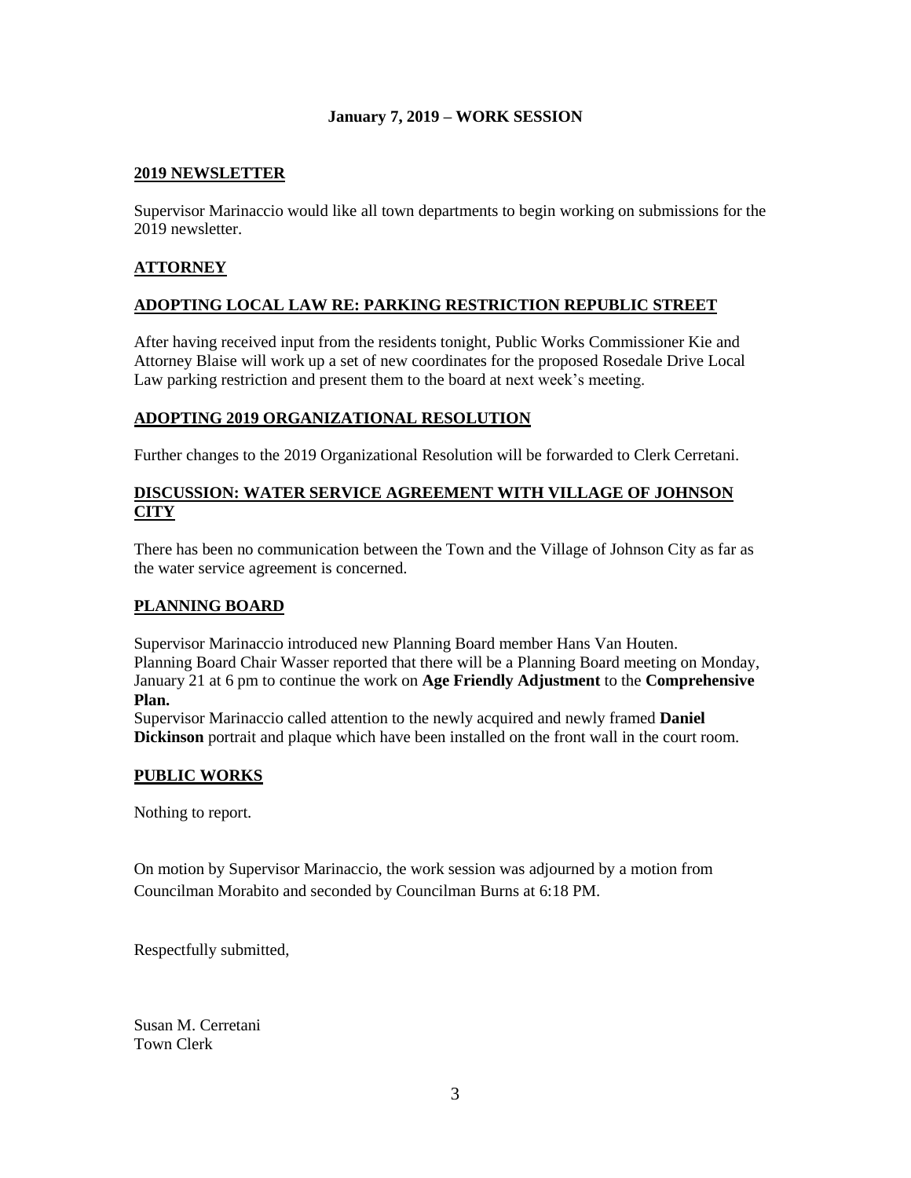**January 7, 2019 – WORK SESSION**

**2019 NEWSLETTER**

Supervisor Marinaccio would like all town departments to begin working on submissions for the 2019 newsletter.

**ATTORNEY**

**ADOPTING LOCAL LAW RE: PARKING RESTRICTION REPUBLIC STREET**

After having received input from the residents tonight, Public Works Commissioner Kie and Attorney Blaise will work up a set of new coordinates for the proposed Rosedale Drive Local Law parking restriction and present them to the board at next week's meeting.

**ADOPTING 2019 ORGANIZATIONAL RESOLUTION**

Further changes to the 2019 Organizational Resolution will be forwarded to Clerk Cerretani.

**DISCUSSION: WATER SERVICE AGREEMENT WITH VILLAGE OF JOHNSON CITY**

There has been no communication between the Town and the Village of Johnson City as far as the water service agreement is concerned.

**PLANNING BOARD**

Supervisor Marinaccio introduced new Planning Board member Hans Van Houten.
Planning Board Chair Wasser reported that there will be a Planning Board meeting on Monday, January 21 at 6 pm to continue the work on **Age Friendly Adjustment** to the **Comprehensive Plan.**
Supervisor Marinaccio called attention to the newly acquired and newly framed **Daniel Dickinson** portrait and plaque which have been installed on the front wall in the court room.

**PUBLIC WORKS**

Nothing to report.

On motion by Supervisor Marinaccio, the work session was adjourned by a motion from Councilman Morabito and seconded by Councilman Burns at 6:18 PM.

Respectfully submitted,

Susan M. Cerretani
Town Clerk